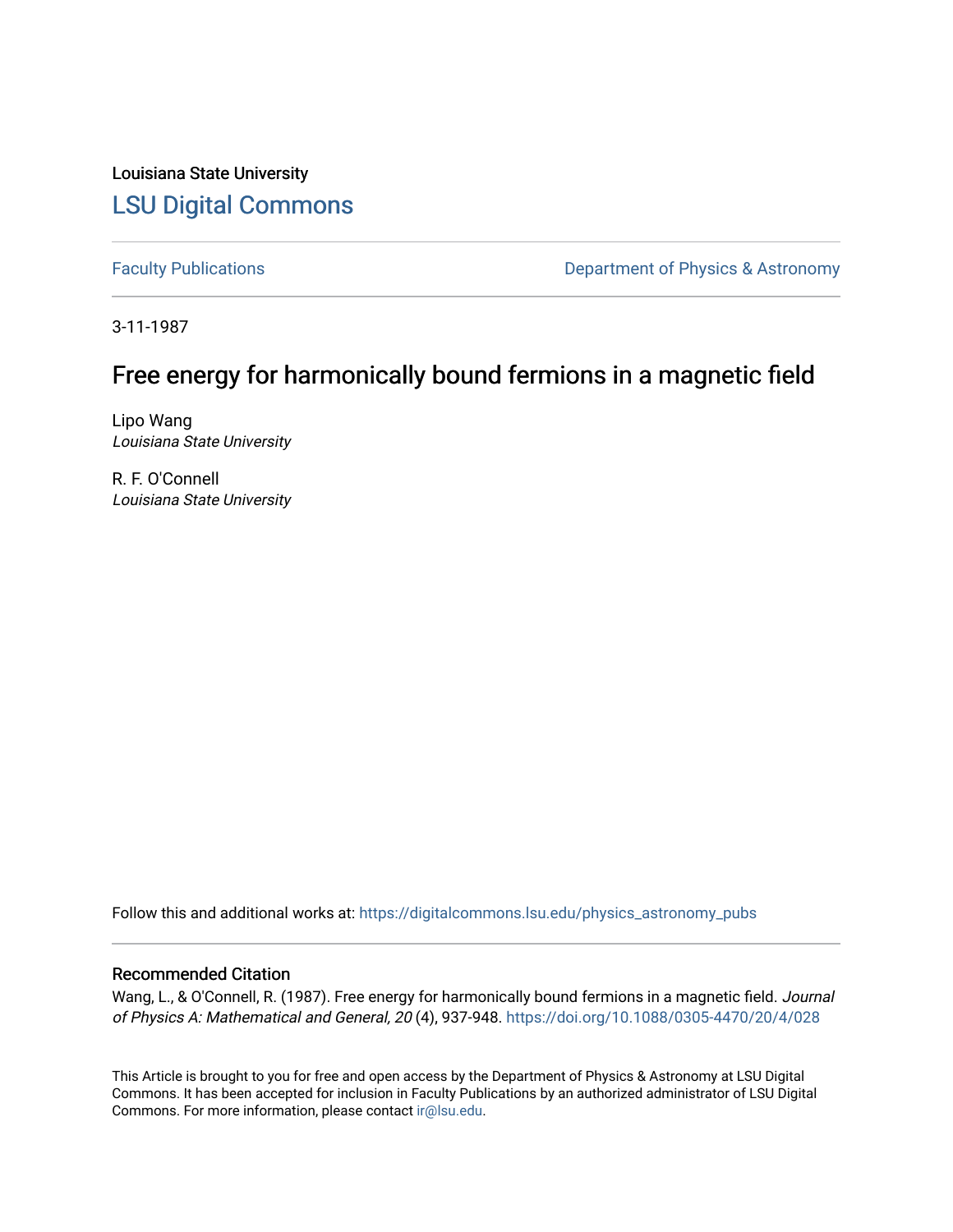Louisiana State University

# LSU Digital Commons

Faculty Publications

Department of Physics & Astronomy

3-11-1987

## Free energy for harmonically bound fermions in a magnetic field

Lipo Wang
*Louisiana State University*

R. F. O'Connell
*Louisiana State University*

Follow this and additional works at: https://digitalcommons.lsu.edu/physics_astronomy_pubs

### Recommended Citation

Wang, L., & O'Connell, R. (1987). Free energy for harmonically bound fermions in a magnetic field. *Journal of Physics A: Mathematical and General, 20* (4), 937-948. https://doi.org/10.1088/0305-4470/20/4/028

This Article is brought to you for free and open access by the Department of Physics & Astronomy at LSU Digital Commons. It has been accepted for inclusion in Faculty Publications by an authorized administrator of LSU Digital Commons. For more information, please contact ir@lsu.edu.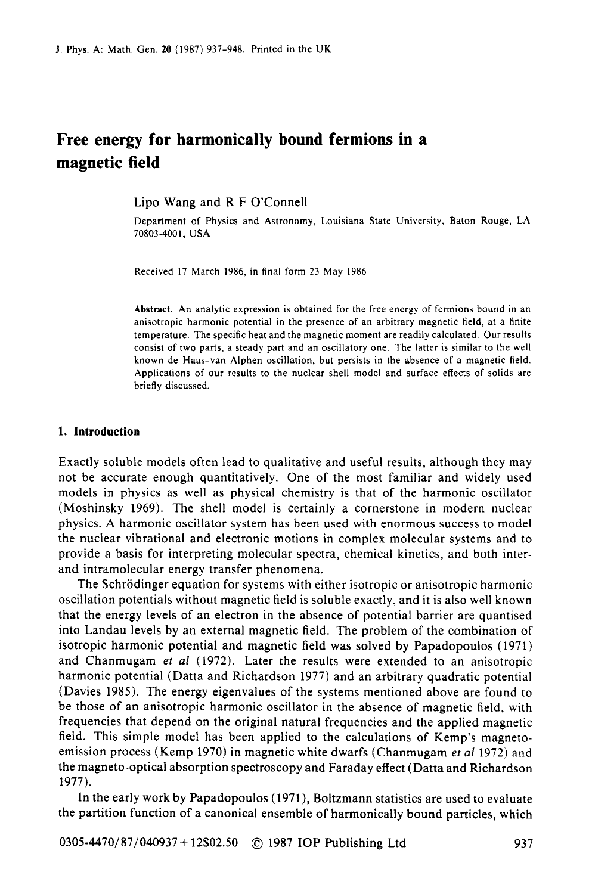# Free energy for harmonically bound fermions in a magnetic field

Lipo Wang and R F O'Connell

Department of Physics and Astronomy, Louisiana State University, Baton Rouge, LA 70803-4001, USA

Received 17 March 1986, in final form 23 May 1986

**Abstract.** An analytic expression is obtained for the free energy of fermions bound in an anisotropic harmonic potential in the presence of an arbitrary magnetic field, at a finite temperature. The specific heat and the magnetic moment are readily calculated. Our results consist of two parts, a steady part and an oscillatory one. The latter is similar to the well known de Haas-van Alphen oscillation, but persists in the absence of a magnetic field. Applications of our results to the nuclear shell model and surface effects of solids are briefly discussed.

## 1. Introduction

Exactly soluble models often lead to qualitative and useful results, although they may not be accurate enough quantitatively. One of the most familiar and widely used models in physics as well as physical chemistry is that of the harmonic oscillator (Moshinsky 1969). The shell model is certainly a cornerstone in modern nuclear physics. A harmonic oscillator system has been used with enormous success to model the nuclear vibrational and electronic motions in complex molecular systems and to provide a basis for interpreting molecular spectra, chemical kinetics, and both inter- and intramolecular energy transfer phenomena.

The Schrödinger equation for systems with either isotropic or anisotropic harmonic oscillation potentials without magnetic field is soluble exactly, and it is also well known that the energy levels of an electron in the absence of potential barrier are quantised into Landau levels by an external magnetic field. The problem of the combination of isotropic harmonic potential and magnetic field was solved by Papadopoulos (1971) and Chanmugam *et al* (1972). Later the results were extended to an anisotropic harmonic potential (Datta and Richardson 1977) and an arbitrary quadratic potential (Davies 1985). The energy eigenvalues of the systems mentioned above are found to be those of an anisotropic harmonic oscillator in the absence of magnetic field, with frequencies that depend on the original natural frequencies and the applied magnetic field. This simple model has been applied to the calculations of Kemp's magneto-emission process (Kemp 1970) in magnetic white dwarfs (Chanmugam *et al* 1972) and the magneto-optical absorption spectroscopy and Faraday effect (Datta and Richardson 1977).

In the early work by Papadopoulos (1971), Boltzmann statistics are used to evaluate the partition function of a canonical ensemble of harmonically bound particles, which

0305-4470/87/040937+12$02.50 © 1987 IOP Publishing Ltd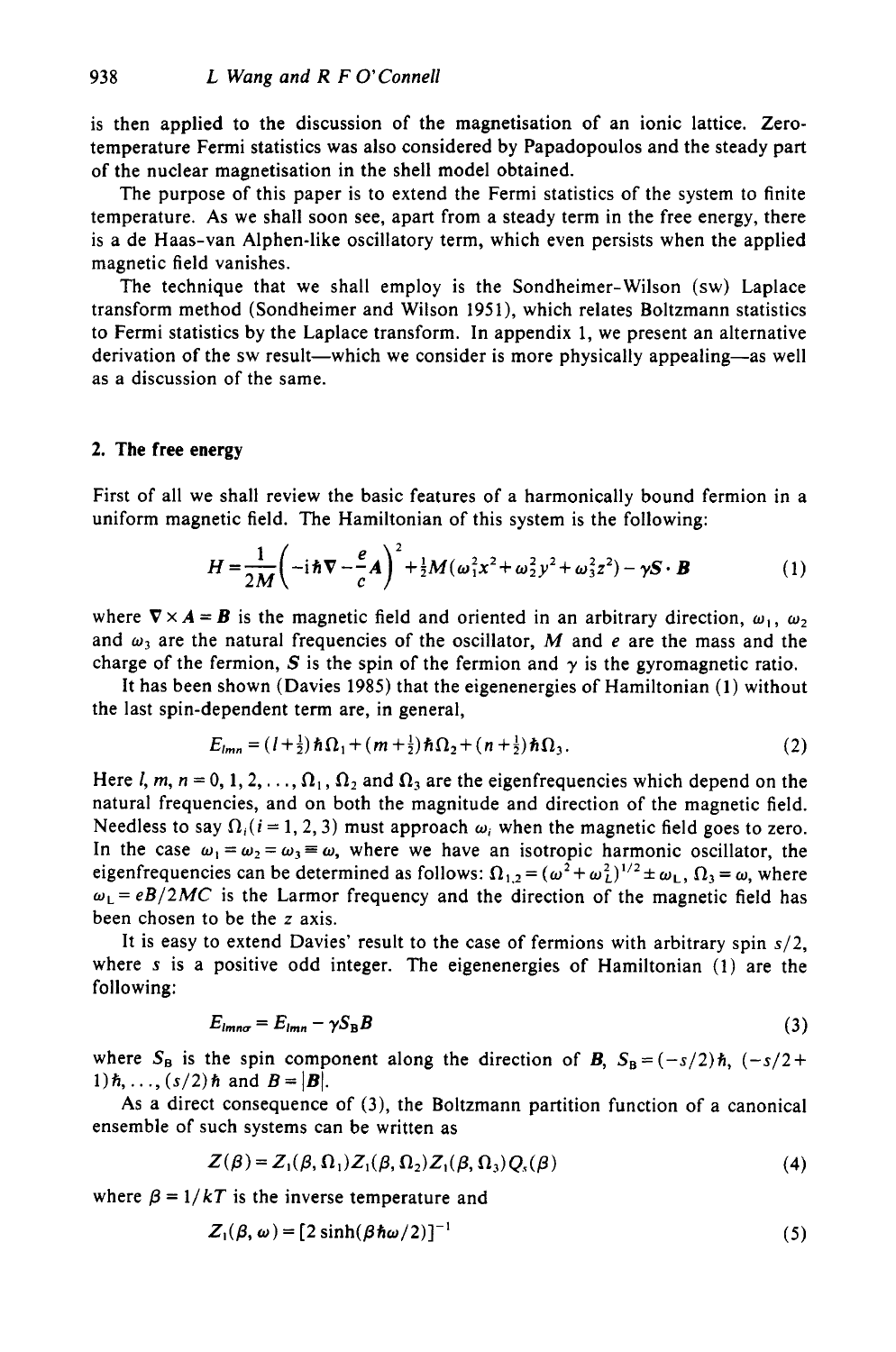is then applied to the discussion of the magnetisation of an ionic lattice. Zero-temperature Fermi statistics was also considered by Papadopoulos and the steady part of the nuclear magnetisation in the shell model obtained.

The purpose of this paper is to extend the Fermi statistics of the system to finite temperature. As we shall soon see, apart from a steady term in the free energy, there is a de Haas-van Alphen-like oscillatory term, which even persists when the applied magnetic field vanishes.

The technique that we shall employ is the Sondheimer-Wilson (SW) Laplace transform method (Sondheimer and Wilson 1951), which relates Boltzmann statistics to Fermi statistics by the Laplace transform. In appendix 1, we present an alternative derivation of the SW result—which we consider is more physically appealing—as well as a discussion of the same.

## 2. The free energy

First of all we shall review the basic features of a harmonically bound fermion in a uniform magnetic field. The Hamiltonian of this system is the following:

$$H=\frac{1}{2M}\left(-\mathrm{i}\hbar\boldsymbol{\nabla}-\frac{e}{c}\boldsymbol{A}\right)^2+\tfrac{1}{2}M(\omega_1^2x^2+\omega_2^2y^2+\omega_3^2z^2)-\gamma\boldsymbol{S}\cdot\boldsymbol{B} \tag{1}$$

where $\boldsymbol{\nabla}\times\boldsymbol{A}=\boldsymbol{B}$ is the magnetic field and oriented in an arbitrary direction, $\omega_1$, $\omega_2$ and $\omega_3$ are the natural frequencies of the oscillator, $M$ and $e$ are the mass and the charge of the fermion, $\boldsymbol{S}$ is the spin of the fermion and $\gamma$ is the gyromagnetic ratio.

It has been shown (Davies 1985) that the eigenenergies of Hamiltonian (1) without the last spin-dependent term are, in general,

$$E_{lmn}=(l+\tfrac{1}{2})\hbar\Omega_1+(m+\tfrac{1}{2})\hbar\Omega_2+(n+\tfrac{1}{2})\hbar\Omega_3. \tag{2}$$

Here $l, m, n=0,1,2,\ldots$, $\Omega_1$, $\Omega_2$ and $\Omega_3$ are the eigenfrequencies which depend on the natural frequencies, and on both the magnitude and direction of the magnetic field. Needless to say $\Omega_i (i=1,2,3)$ must approach $\omega_i$ when the magnetic field goes to zero. In the case $\omega_1=\omega_2=\omega_3\equiv\omega$, where we have an isotropic harmonic oscillator, the eigenfrequencies can be determined as follows: $\Omega_{1,2}=(\omega^2+\omega_L^2)^{1/2}\pm\omega_L$, $\Omega_3=\omega$, where $\omega_L=eB/2MC$ is the Larmor frequency and the direction of the magnetic field has been chosen to be the $z$ axis.

It is easy to extend Davies' result to the case of fermions with arbitrary spin $s/2$, where $s$ is a positive odd integer. The eigenenergies of Hamiltonian (1) are the following:

$$E_{lmn\sigma}=E_{lmn}-\gamma S_B B \tag{3}$$

where $S_B$ is the spin component along the direction of $\boldsymbol{B}$, $S_B=(-s/2)\hbar$, $(-s/2+1)\hbar,\ldots,(s/2)\hbar$ and $B=|\boldsymbol{B}|$.

As a direct consequence of (3), the Boltzmann partition function of a canonical ensemble of such systems can be written as

$$Z(\beta)=Z_1(\beta,\Omega_1)Z_1(\beta,\Omega_2)Z_1(\beta,\Omega_3)Q_s(\beta) \tag{4}$$

where $\beta=1/kT$ is the inverse temperature and

$$Z_1(\beta,\omega)=[2\sinh(\beta\hbar\omega/2)]^{-1} \tag{5}$$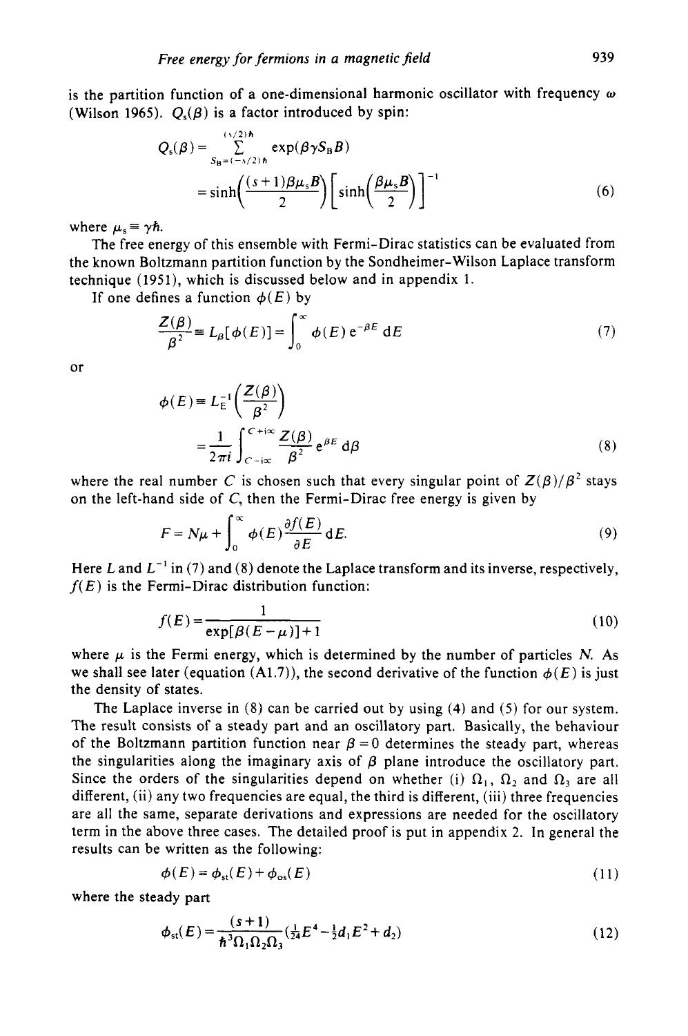is the partition function of a one-dimensional harmonic oscillator with frequency $\omega$ (Wilson 1965). $Q_s(\beta)$ is a factor introduced by spin:

$$Q_s(\beta) = \sum_{S_B=(-s/2)\hbar}^{(s/2)\hbar} \exp(\beta\gamma S_B B)$$

$$= \sinh\left(\frac{(s+1)\beta\mu_s B}{2}\right)\left[\sinh\left(\frac{\beta\mu_s B}{2}\right)\right]^{-1} \tag{6}$$

where $\mu_s \equiv \gamma\hbar$.

The free energy of this ensemble with Fermi-Dirac statistics can be evaluated from the known Boltzmann partition function by the Sondheimer-Wilson Laplace transform technique (1951), which is discussed below and in appendix 1.

If one defines a function $\phi(E)$ by

$$\frac{Z(\beta)}{\beta^2} \equiv L_\beta[\phi(E)] = \int_0^\infty \phi(E)\, e^{-\beta E}\, dE \tag{7}$$

or

$$\phi(E) \equiv L_E^{-1}\left(\frac{Z(\beta)}{\beta^2}\right)$$

$$= \frac{1}{2\pi i}\int_{C-i\infty}^{C+i\infty} \frac{Z(\beta)}{\beta^2}\, e^{\beta E}\, d\beta \tag{8}$$

where the real number $C$ is chosen such that every singular point of $Z(\beta)/\beta^2$ stays on the left-hand side of $C$, then the Fermi-Dirac free energy is given by

$$F = N\mu + \int_0^\infty \phi(E)\frac{\partial f(E)}{\partial E}\, dE. \tag{9}$$

Here $L$ and $L^{-1}$ in (7) and (8) denote the Laplace transform and its inverse, respectively, $f(E)$ is the Fermi-Dirac distribution function:

$$f(E) = \frac{1}{\exp[\beta(E-\mu)]+1} \tag{10}$$

where $\mu$ is the Fermi energy, which is determined by the number of particles $N$. As we shall see later (equation (A1.7)), the second derivative of the function $\phi(E)$ is just the density of states.

The Laplace inverse in (8) can be carried out by using (4) and (5) for our system. The result consists of a steady part and an oscillatory part. Basically, the behaviour of the Boltzmann partition function near $\beta = 0$ determines the steady part, whereas the singularities along the imaginary axis of $\beta$ plane introduce the oscillatory part. Since the orders of the singularities depend on whether (i) $\Omega_1$, $\Omega_2$ and $\Omega_3$ are all different, (ii) any two frequencies are equal, the third is different, (iii) three frequencies are all the same, separate derivations and expressions are needed for the oscillatory term in the above three cases. The detailed proof is put in appendix 2. In general the results can be written as the following:

$$\phi(E) = \phi_{st}(E) + \phi_{os}(E) \tag{11}$$

where the steady part

$$\phi_{st}(E) = \frac{(s+1)}{\hbar^3\Omega_1\Omega_2\Omega_3}\left(\tfrac{1}{24}E^4 - \tfrac{1}{2}d_1E^2 + d_2\right) \tag{12}$$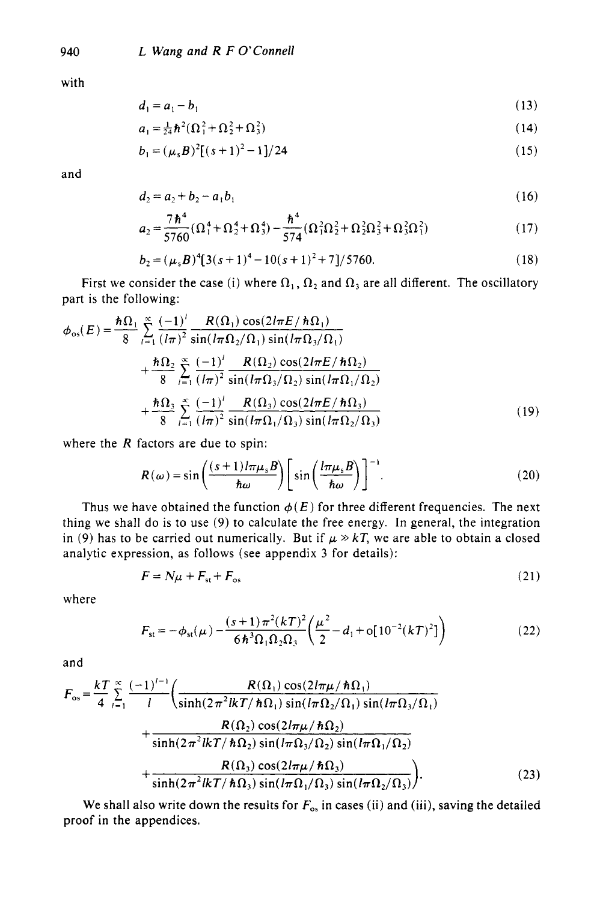with

$$d_1 = a_1 - b_1 \tag{13}$$

$$a_1 = \tfrac{1}{24}\hbar^2(\Omega_1^2 + \Omega_2^2 + \Omega_3^2) \tag{14}$$

$$b_1 = (\mu_s B)^2[(s+1)^2 - 1]/24 \tag{15}$$

and

$$d_2 = a_2 + b_2 - a_1 b_1 \tag{16}$$

$$a_2 = \frac{7\hbar^4}{5760}(\Omega_1^4 + \Omega_2^4 + \Omega_3^4) - \frac{\hbar^4}{574}(\Omega_1^2\Omega_2^2 + \Omega_2^2\Omega_3^2 + \Omega_3^2\Omega_1^2) \tag{17}$$

$$b_2 = (\mu_s B)^4[3(s+1)^4 - 10(s+1)^2 + 7]/5760. \tag{18}$$

First we consider the case (i) where $\Omega_1$, $\Omega_2$ and $\Omega_3$ are all different. The oscillatory part is the following:

$$\begin{aligned}
\phi_{os}(E) = {} & \frac{\hbar\Omega_1}{8}\sum_{l=1}^{\infty}\frac{(-1)^l}{(l\pi)^2}\frac{R(\Omega_1)\cos(2l\pi E/\hbar\Omega_1)}{\sin(l\pi\Omega_2/\Omega_1)\sin(l\pi\Omega_3/\Omega_1)} \\
& + \frac{\hbar\Omega_2}{8}\sum_{l=1}^{\infty}\frac{(-1)^l}{(l\pi)^2}\frac{R(\Omega_2)\cos(2l\pi E/\hbar\Omega_2)}{\sin(l\pi\Omega_3/\Omega_2)\sin(l\pi\Omega_1/\Omega_2)} \\
& + \frac{\hbar\Omega_3}{8}\sum_{l=1}^{\infty}\frac{(-1)^l}{(l\pi)^2}\frac{R(\Omega_3)\cos(2l\pi E/\hbar\Omega_3)}{\sin(l\pi\Omega_1/\Omega_3)\sin(l\pi\Omega_2/\Omega_3)}
\end{aligned} \tag{19}$$

where the $R$ factors are due to spin:

$$R(\omega) = \sin\left(\frac{(s+1)l\pi\mu_s B}{\hbar\omega}\right)\left[\sin\left(\frac{l\pi\mu_s B}{\hbar\omega}\right)\right]^{-1}. \tag{20}$$

Thus we have obtained the function $\phi(E)$ for three different frequencies. The next thing we shall do is to use (9) to calculate the free energy. In general, the integration in (9) has to be carried out numerically. But if $\mu \gg kT$, we are able to obtain a closed analytic expression, as follows (see appendix 3 for details):

$$F = N\mu + F_{st} + F_{os} \tag{21}$$

where

$$F_{st} = -\phi_{st}(\mu) - \frac{(s+1)\pi^2(kT)^2}{6\hbar^3\Omega_1\Omega_2\Omega_3}\left(\frac{\mu^2}{2} - d_1 + o[10^{-2}(kT)^2]\right) \tag{22}$$

and

$$\begin{aligned}
F_{os} = \frac{kT}{4}\sum_{l=1}^{\infty}\frac{(-1)^{l-1}}{l}\Bigg( & \frac{R(\Omega_1)\cos(2l\pi\mu/\hbar\Omega_1)}{\sinh(2\pi^2 lkT/\hbar\Omega_1)\sin(l\pi\Omega_2/\Omega_1)\sin(l\pi\Omega_3/\Omega_1)} \\
& + \frac{R(\Omega_2)\cos(2l\pi\mu/\hbar\Omega_2)}{\sinh(2\pi^2 lkT/\hbar\Omega_2)\sin(l\pi\Omega_3/\Omega_2)\sin(l\pi\Omega_1/\Omega_2)} \\
& + \frac{R(\Omega_3)\cos(2l\pi\mu/\hbar\Omega_3)}{\sinh(2\pi^2 lkT/\hbar\Omega_3)\sin(l\pi\Omega_1/\Omega_3)\sin(l\pi\Omega_2/\Omega_3)}\Bigg).
\end{aligned} \tag{23}$$

We shall also write down the results for $F_{os}$ in cases (ii) and (iii), saving the detailed proof in the appendices.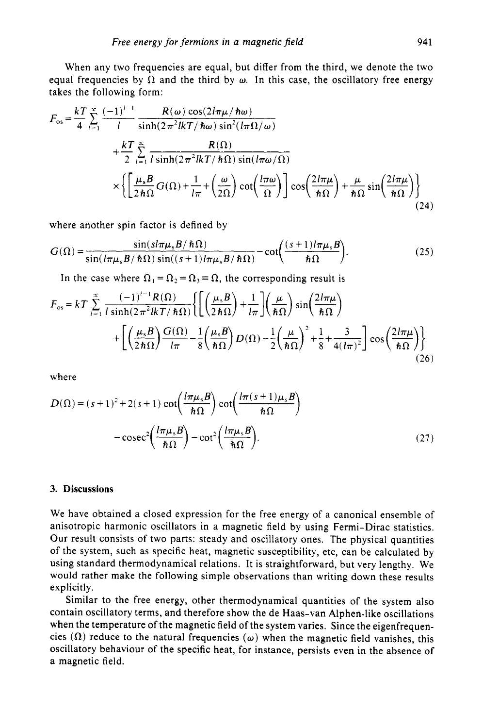When any two frequencies are equal, but differ from the third, we denote the two equal frequencies by $\Omega$ and the third by $\omega$. In this case, the oscillatory free energy takes the following form:

$$
\begin{aligned}
F_{\text{os}} = {} & \frac{kT}{4} \sum_{l=1}^{\infty} \frac{(-1)^{l-1}}{l} \frac{R(\omega) \cos(2l\pi\mu/\hbar\omega)}{\sinh(2\pi^2 lkT/\hbar\omega) \sin^2(l\pi\Omega/\omega)} \\
& + \frac{kT}{2} \sum_{l=1}^{\infty} \frac{R(\Omega)}{l \sinh(2\pi^2 lkT/\hbar\Omega) \sin(l\pi\omega/\Omega)} \\
& \times \left\{ \left[ \frac{\mu_s B}{2\hbar\Omega} G(\Omega) + \frac{1}{l\pi} + \left(\frac{\omega}{2\Omega}\right) \cot\left(\frac{l\pi\omega}{\Omega}\right) \right] \cos\left(\frac{2l\pi\mu}{\hbar\Omega}\right) + \frac{\mu}{\hbar\Omega} \sin\left(\frac{2l\pi\mu}{\hbar\Omega}\right) \right\}
\end{aligned}
\tag{24}
$$

where another spin factor is defined by

$$
G(\Omega) = \frac{\sin(sl\pi\mu_s B/\hbar\Omega)}{\sin(l\pi\mu_s B/\hbar\Omega)\sin((s+1)l\pi\mu_s B/\hbar\Omega)} - \cot\left(\frac{(s+1)l\pi\mu_s B}{\hbar\Omega}\right). \tag{25}
$$

In the case where $\Omega_1 = \Omega_2 = \Omega_3 \equiv \Omega$, the corresponding result is

$$
\begin{aligned}
F_{\text{os}} = kT \sum_{l=1}^{\infty} & \frac{(-1)^{l-1} R(\Omega)}{l \sinh(2\pi^2 lkT/\hbar\Omega)} \left\{ \left[ \left(\frac{\mu_s B}{2\hbar\Omega}\right) + \frac{1}{l\pi} \right] \left(\frac{\mu}{\hbar\Omega}\right) \sin\left(\frac{2l\pi\mu}{\hbar\Omega}\right) \right. \\
& \left. + \left[ \left(\frac{\mu_s B}{2\hbar\Omega}\right) \frac{G(\Omega)}{l\pi} - \frac{1}{8}\left(\frac{\mu_s B}{\hbar\Omega}\right) D(\Omega) - \frac{1}{2}\left(\frac{\mu}{\hbar\Omega}\right)^2 + \frac{1}{8} + \frac{3}{4(l\pi)^2} \right] \cos\left(\frac{2l\pi\mu}{\hbar\Omega}\right) \right\}
\end{aligned}
\tag{26}
$$

where

$$
\begin{aligned}
D(\Omega) = {} & (s+1)^2 + 2(s+1)\cot\left(\frac{l\pi\mu_s B}{\hbar\Omega}\right)\cot\left(\frac{l\pi(s+1)\mu_s B}{\hbar\Omega}\right) \\
& - \operatorname{cosec}^2\left(\frac{l\pi\mu_s B}{\hbar\Omega}\right) - \cot^2\left(\frac{l\pi\mu_s B}{\hbar\Omega}\right).
\end{aligned}
\tag{27}
$$

## 3. Discussions

We have obtained a closed expression for the free energy of a canonical ensemble of anisotropic harmonic oscillators in a magnetic field by using Fermi-Dirac statistics. Our result consists of two parts: steady and oscillatory ones. The physical quantities of the system, such as specific heat, magnetic susceptibility, etc, can be calculated by using standard thermodynamical relations. It is straightforward, but very lengthy. We would rather make the following simple observations than writing down these results explicitly.

Similar to the free energy, other thermodynamical quantities of the system also contain oscillatory terms, and therefore show the de Haas-van Alphen-like oscillations when the temperature of the magnetic field of the system varies. Since the eigenfrequencies ($\Omega$) reduce to the natural frequencies ($\omega$) when the magnetic field vanishes, this oscillatory behaviour of the specific heat, for instance, persists even in the absence of a magnetic field.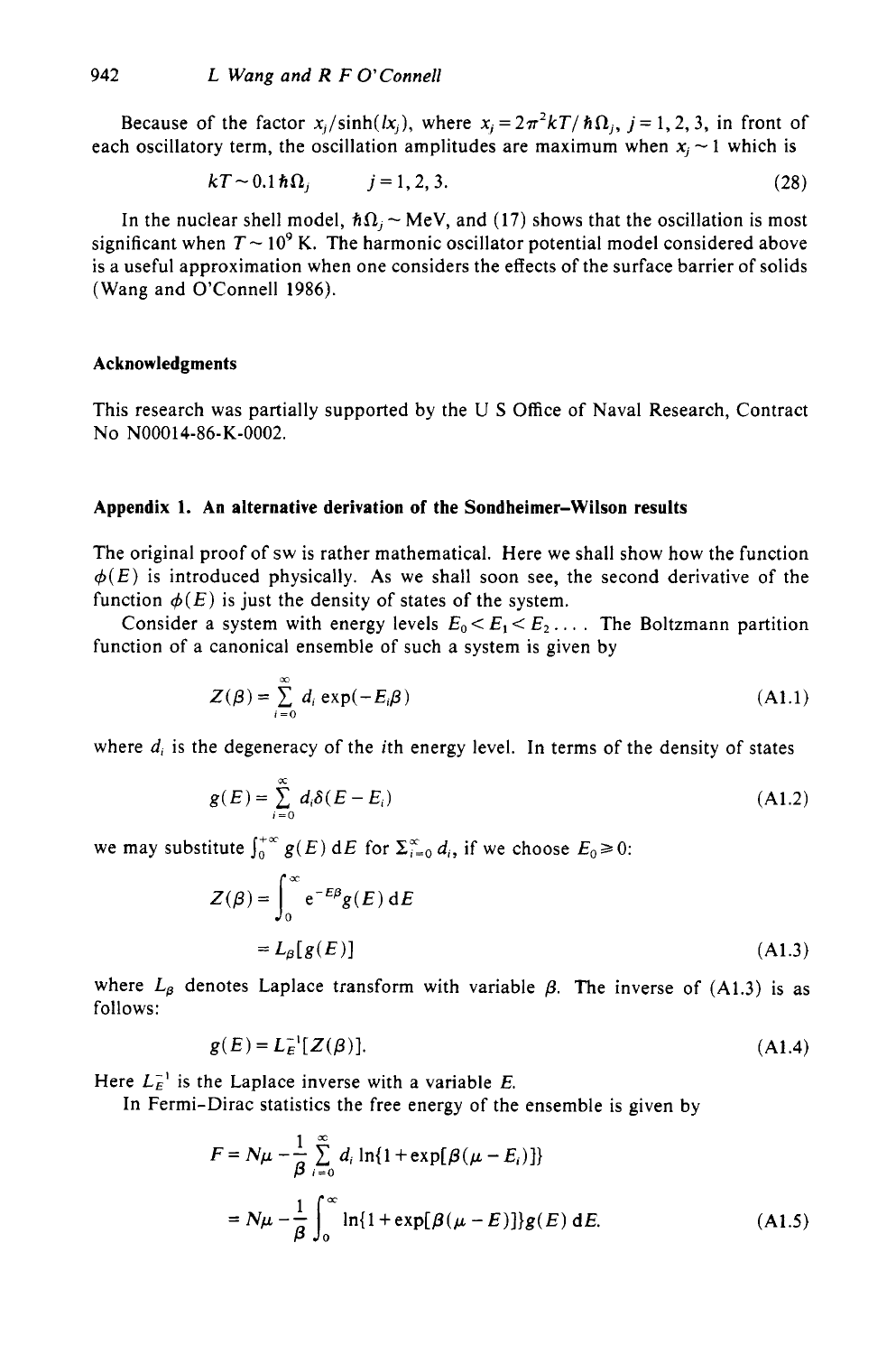Because of the factor $x_j/\sinh(lx_j)$, where $x_j = 2\pi^2 kT/\hbar\Omega_j$, $j = 1, 2, 3$, in front of each oscillatory term, the oscillation amplitudes are maximum when $x_j \sim 1$ which is

$$kT \sim 0.1\hbar\Omega_j \qquad j = 1, 2, 3. \tag{28}$$

In the nuclear shell model, $\hbar\Omega_j \sim$ MeV, and (17) shows that the oscillation is most significant when $T \sim 10^9$ K. The harmonic oscillator potential model considered above is a useful approximation when one considers the effects of the surface barrier of solids (Wang and O'Connell 1986).

### Acknowledgments

This research was partially supported by the U S Office of Naval Research, Contract No N00014-86-K-0002.

### Appendix 1. An alternative derivation of the Sondheimer–Wilson results

The original proof of SW is rather mathematical. Here we shall show how the function $\phi(E)$ is introduced physically. As we shall soon see, the second derivative of the function $\phi(E)$ is just the density of states of the system.

Consider a system with energy levels $E_0 < E_1 < E_2 \ldots$. The Boltzmann partition function of a canonical ensemble of such a system is given by

$$Z(\beta) = \sum_{i=0}^{\infty} d_i \exp(-E_i\beta) \tag{A1.1}$$

where $d_i$ is the degeneracy of the $i$th energy level. In terms of the density of states

$$g(E) = \sum_{i=0}^{\infty} d_i \delta(E - E_i) \tag{A1.2}$$

we may substitute $\int_0^{+\infty} g(E)\,\mathrm{d}E$ for $\Sigma_{i=0}^{\infty} d_i$, if we choose $E_0 \geqslant 0$:

$$\begin{aligned} Z(\beta) &= \int_0^{\infty} \mathrm{e}^{-E\beta} g(E)\,\mathrm{d}E \\ &= L_\beta[g(E)] \end{aligned} \tag{A1.3}$$

where $L_\beta$ denotes Laplace transform with variable $\beta$. The inverse of (A1.3) is as follows:

$$g(E) = L_E^{-1}[Z(\beta)]. \tag{A1.4}$$

Here $L_E^{-1}$ is the Laplace inverse with a variable $E$.

In Fermi–Dirac statistics the free energy of the ensemble is given by

$$\begin{aligned} F &= N\mu - \frac{1}{\beta}\sum_{i=0}^{\infty} d_i \ln\{1 + \exp[\beta(\mu - E_i)]\} \\ &= N\mu - \frac{1}{\beta}\int_0^{\infty} \ln\{1 + \exp[\beta(\mu - E)]\} g(E)\,\mathrm{d}E. \end{aligned} \tag{A1.5}$$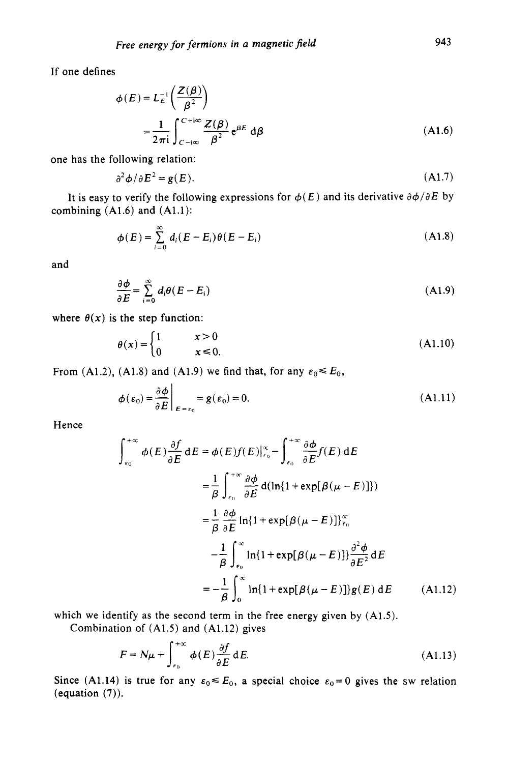If one defines

$$\phi(E) = L_E^{-1}\left(\frac{Z(\beta)}{\beta^2}\right)$$
$$= \frac{1}{2\pi i}\int_{C-i\infty}^{C+i\infty} \frac{Z(\beta)}{\beta^2} e^{\beta E}\, d\beta \tag{A1.6}$$

one has the following relation:

$$\partial^2\phi/\partial E^2 = g(E). \tag{A1.7}$$

It is easy to verify the following expressions for $\phi(E)$ and its derivative $\partial\phi/\partial E$ by combining (A1.6) and (A1.1):

$$\phi(E) = \sum_{i=0}^{\infty} d_i(E - E_i)\theta(E - E_i) \tag{A1.8}$$

and

$$\frac{\partial\phi}{\partial E} = \sum_{i=0}^{\infty} d_i\theta(E - E_i) \tag{A1.9}$$

where $\theta(x)$ is the step function:

$$\theta(x) = \begin{cases} 1 & x > 0 \\ 0 & x \leqslant 0. \end{cases} \tag{A1.10}$$

From (A1.2), (A1.8) and (A1.9) we find that, for any $\varepsilon_0 \leqslant E_0$,

$$\phi(\varepsilon_0) = \left.\frac{\partial\phi}{\partial E}\right|_{E=\varepsilon_0} = g(\varepsilon_0) = 0. \tag{A1.11}$$

Hence

$$\begin{aligned}
\int_{\varepsilon_0}^{+\infty} \phi(E)\frac{\partial f}{\partial E}\, dE &= \phi(E)f(E)|_{\varepsilon_0}^{\infty} - \int_{\varepsilon_0}^{+\infty} \frac{\partial\phi}{\partial E} f(E)\, dE \\
&= \frac{1}{\beta}\int_{\varepsilon_0}^{+\infty} \frac{\partial\phi}{\partial E}\, d(\ln\{1 + \exp[\beta(\mu - E)]\}) \\
&= \frac{1}{\beta}\frac{\partial\phi}{\partial E}\ln\{1 + \exp[\beta(\mu - E)]\}_{\varepsilon_0}^{\infty} \\
&\quad - \frac{1}{\beta}\int_{\varepsilon_0}^{\infty} \ln\{1 + \exp[\beta(\mu - E)]\}\frac{\partial^2\phi}{\partial E^2}\, dE \\
&= -\frac{1}{\beta}\int_0^{\infty} \ln\{1 + \exp[\beta(\mu - E)]\}g(E)\, dE
\end{aligned} \tag{A1.12}$$

which we identify as the second term in the free energy given by (A1.5).

Combination of (A1.5) and (A1.12) gives

$$F = N\mu + \int_{\varepsilon_0}^{+\infty} \phi(E)\frac{\partial f}{\partial E}\, dE. \tag{A1.13}$$

Since (A1.14) is true for any $\varepsilon_0 \leqslant E_0$, a special choice $\varepsilon_0 = 0$ gives the sw relation (equation (7)).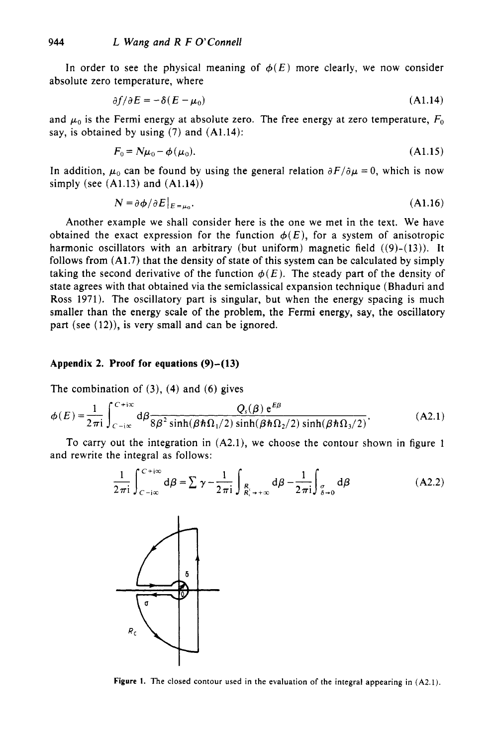In order to see the physical meaning of $\phi(E)$ more clearly, we now consider absolute zero temperature, where

$$\partial f/\partial E = -\delta(E-\mu_0) \tag{A1.14}$$

and $\mu_0$ is the Fermi energy at absolute zero. The free energy at zero temperature, $F_0$ say, is obtained by using (7) and (A1.14):

$$F_0 = N\mu_0 - \phi(\mu_0). \tag{A1.15}$$

In addition, $\mu_0$ can be found by using the general relation $\partial F/\partial \mu = 0$, which is now simply (see (A1.13) and (A1.14))

$$N = \partial\phi/\partial E|_{E=\mu_0}. \tag{A1.16}$$

Another example we shall consider here is the one we met in the text. We have obtained the exact expression for the function $\phi(E)$, for a system of anisotropic harmonic oscillators with an arbitrary (but uniform) magnetic field ((9)–(13)). It follows from (A1.7) that the density of state of this system can be calculated by simply taking the second derivative of the function $\phi(E)$. The steady part of the density of state agrees with that obtained via the semiclassical expansion technique (Bhaduri and Ross 1971). The oscillatory part is singular, but when the energy spacing is much smaller than the energy scale of the problem, the Fermi energy, say, the oscillatory part (see (12)), is very small and can be ignored.

## Appendix 2. Proof for equations (9)–(13)

The combination of (3), (4) and (6) gives

$$\phi(E) = \frac{1}{2\pi \mathrm{i}} \int_{C-\mathrm{i}\infty}^{C+\mathrm{i}\infty} \mathrm{d}\beta \frac{Q_s(\beta)\,\mathrm{e}^{E\beta}}{8\beta^2 \sinh(\beta\hbar\Omega_1/2)\sinh(\beta\hbar\Omega_2/2)\sinh(\beta\hbar\Omega_3/2)}. \tag{A2.1}$$

To carry out the integration in (A2.1), we choose the contour shown in figure 1 and rewrite the integral as follows:

$$\frac{1}{2\pi \mathrm{i}} \int_{C-\mathrm{i}\infty}^{C+\mathrm{i}\infty} \mathrm{d}\beta = \sum \gamma - \frac{1}{2\pi \mathrm{i}} \int_{R_c \to +\infty}^{R_c} \mathrm{d}\beta - \frac{1}{2\pi \mathrm{i}} \int_{\delta \to 0}^{\sigma} \mathrm{d}\beta \tag{A2.2}$$

Figure 1. The closed contour used in the evaluation of the integral appearing in (A2.1).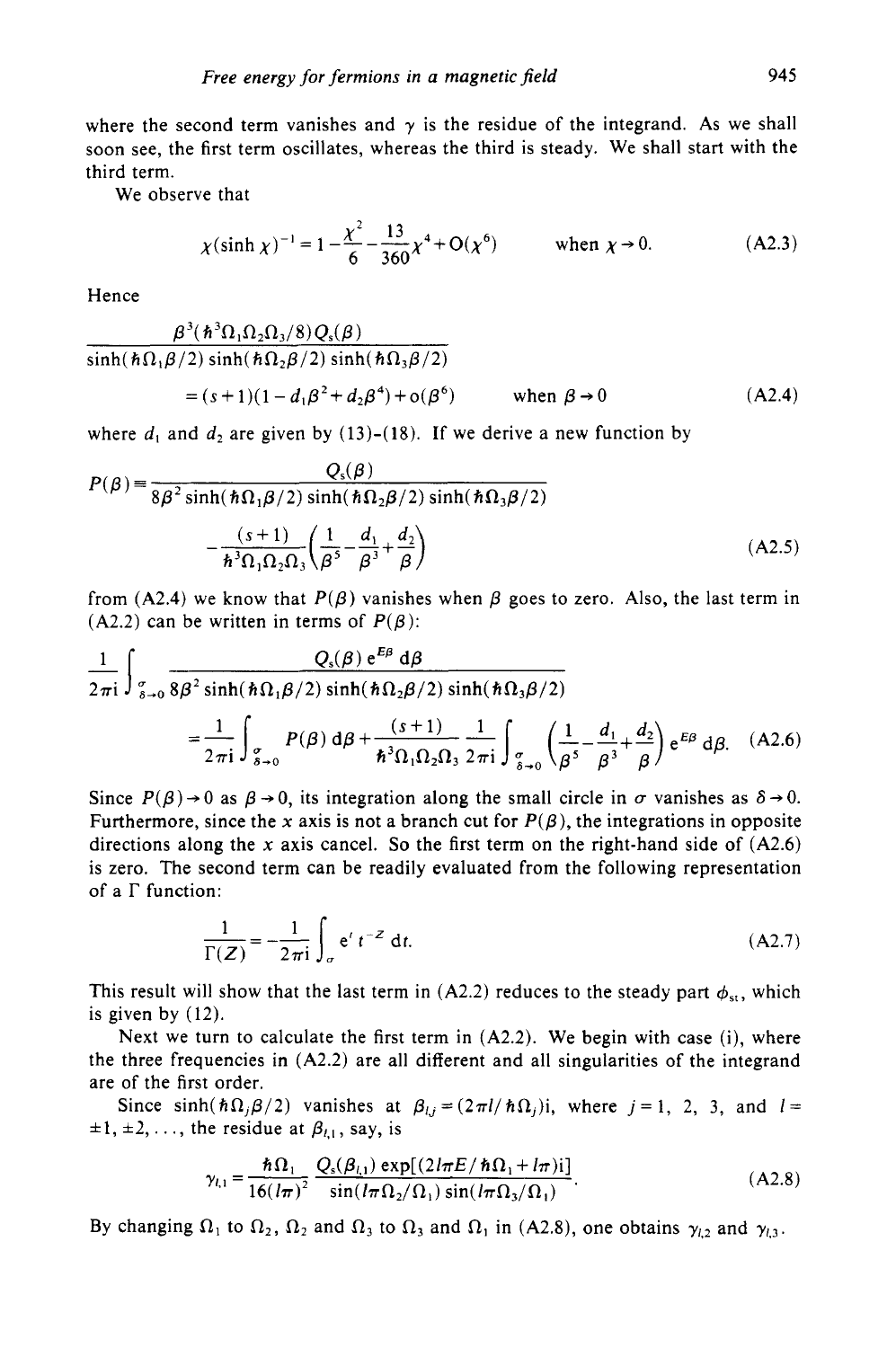where the second term vanishes and $\gamma$ is the residue of the integrand. As we shall soon see, the first term oscillates, whereas the third is steady. We shall start with the third term.

We observe that

$$\chi(\sinh\chi)^{-1} = 1 - \frac{\chi^2}{6} - \frac{13}{360}\chi^4 + O(\chi^6) \qquad \text{when } \chi \to 0. \tag{A2.3}$$

Hence

$$\frac{\beta^3(\hbar^3\Omega_1\Omega_2\Omega_3/8)Q_s(\beta)}{\sinh(\hbar\Omega_1\beta/2)\sinh(\hbar\Omega_2\beta/2)\sinh(\hbar\Omega_3\beta/2)}$$
$$= (s+1)(1 - d_1\beta^2 + d_2\beta^4) + o(\beta^6) \qquad \text{when } \beta \to 0 \tag{A2.4}$$

where $d_1$ and $d_2$ are given by (13)-(18). If we derive a new function by

$$P(\beta) \equiv \frac{Q_s(\beta)}{8\beta^2\sinh(\hbar\Omega_1\beta/2)\sinh(\hbar\Omega_2\beta/2)\sinh(\hbar\Omega_3\beta/2)}$$
$$- \frac{(s+1)}{\hbar^3\Omega_1\Omega_2\Omega_3}\left(\frac{1}{\beta^5} - \frac{d_1}{\beta^3} + \frac{d_2}{\beta}\right) \tag{A2.5}$$

from (A2.4) we know that $P(\beta)$ vanishes when $\beta$ goes to zero. Also, the last term in (A2.2) can be written in terms of $P(\beta)$:

$$\frac{1}{2\pi i}\int_{\delta\to 0}^{\sigma} \frac{Q_s(\beta)\,e^{E\beta}\,d\beta}{8\beta^2\sinh(\hbar\Omega_1\beta/2)\sinh(\hbar\Omega_2\beta/2)\sinh(\hbar\Omega_3\beta/2)}$$
$$= \frac{1}{2\pi i}\int_{\delta\to 0}^{\sigma} P(\beta)\,d\beta + \frac{(s+1)}{\hbar^3\Omega_1\Omega_2\Omega_3}\frac{1}{2\pi i}\int_{\delta\to 0}^{\sigma}\left(\frac{1}{\beta^5} - \frac{d_1}{\beta^3} + \frac{d_2}{\beta}\right)e^{E\beta}\,d\beta. \tag{A2.6}$$

Since $P(\beta) \to 0$ as $\beta \to 0$, its integration along the small circle in $\sigma$ vanishes as $\delta \to 0$. Furthermore, since the $x$ axis is not a branch cut for $P(\beta)$, the integrations in opposite directions along the $x$ axis cancel. So the first term on the right-hand side of (A2.6) is zero. The second term can be readily evaluated from the following representation of a $\Gamma$ function:

$$\frac{1}{\Gamma(Z)} = -\frac{1}{2\pi i}\int_\sigma e^t\,t^{-Z}\,dt. \tag{A2.7}$$

This result will show that the last term in (A2.2) reduces to the steady part $\phi_{st}$, which is given by (12).

Next we turn to calculate the first term in (A2.2). We begin with case (i), where the three frequencies in (A2.2) are all different and all singularities of the integrand are of the first order.

Since $\sinh(\hbar\Omega_j\beta/2)$ vanishes at $\beta_{l,j} = (2\pi l/\hbar\Omega_j)i$, where $j = 1, 2, 3$, and $l = \pm1, \pm2, \ldots$, the residue at $\beta_{l,1}$, say, is

$$\gamma_{l,1} = \frac{\hbar\Omega_1}{16(l\pi)^2}\,\frac{Q_s(\beta_{l,1})\exp[(2l\pi E/\hbar\Omega_1 + l\pi)i]}{\sin(l\pi\Omega_2/\Omega_1)\sin(l\pi\Omega_3/\Omega_1)}. \tag{A2.8}$$

By changing $\Omega_1$ to $\Omega_2$, $\Omega_2$ and $\Omega_3$ to $\Omega_3$ and $\Omega_1$ in (A2.8), one obtains $\gamma_{l,2}$ and $\gamma_{l,3}$.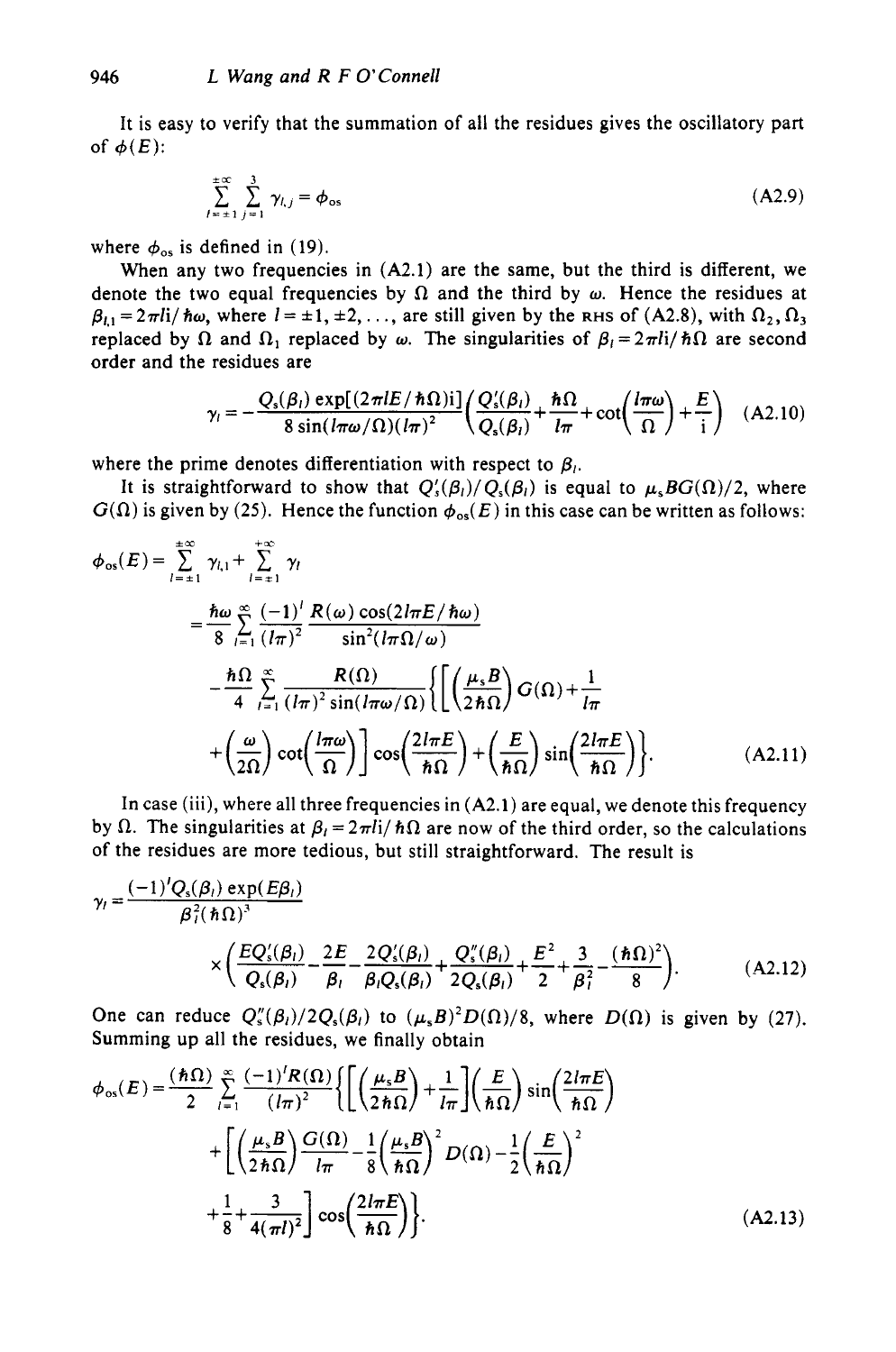It is easy to verify that the summation of all the residues gives the oscillatory part of $\phi(E)$:

$$\sum_{l=\pm 1}^{\pm\infty}\sum_{j=1}^{3}\gamma_{l,j}=\phi_{\rm os} \tag{A2.9}$$

where $\phi_{\rm os}$ is defined in (19).

When any two frequencies in (A2.1) are the same, but the third is different, we denote the two equal frequencies by $\Omega$ and the third by $\omega$. Hence the residues at $\beta_{l,1}=2\pi li/\hbar\omega$, where $l=\pm1,\pm2,\ldots$, are still given by the RHS of (A2.8), with $\Omega_2,\Omega_3$ replaced by $\Omega$ and $\Omega_1$ replaced by $\omega$. The singularities of $\beta_l=2\pi li/\hbar\Omega$ are second order and the residues are

$$\gamma_l=-\frac{Q_{\rm s}(\beta_l)\exp[(2\pi lE/\hbar\Omega)i]}{8\sin(l\pi\omega/\Omega)(l\pi)^2}\left(\frac{Q_{\rm s}'(\beta_l)}{Q_{\rm s}(\beta_l)}+\frac{\hbar\Omega}{l\pi}+\cot\left(\frac{l\pi\omega}{\Omega}\right)+\frac{E}{\rm i}\right) \tag{A2.10}$$

where the prime denotes differentiation with respect to $\beta_l$.

It is straightforward to show that $Q_{\rm s}'(\beta_l)/Q_{\rm s}(\beta_l)$ is equal to $\mu_{\rm s}BG(\Omega)/2$, where $G(\Omega)$ is given by (25). Hence the function $\phi_{\rm os}(E)$ in this case can be written as follows:

$$\begin{aligned}
\phi_{\rm os}(E)&=\sum_{l=\pm1}^{\pm\infty}\gamma_{l,1}+\sum_{l=\pm1}^{+\infty}\gamma_l\\
&=\frac{\hbar\omega}{8}\sum_{l=1}^{\infty}\frac{(-1)^l}{(l\pi)^2}\frac{R(\omega)\cos(2l\pi E/\hbar\omega)}{\sin^2(l\pi\Omega/\omega)}\\
&\quad-\frac{\hbar\Omega}{4}\sum_{l=1}^{\infty}\frac{R(\Omega)}{(l\pi)^2\sin(l\pi\omega/\Omega)}\left\{\left[\left(\frac{\mu_{\rm s}B}{2\hbar\Omega}\right)G(\Omega)+\frac{1}{l\pi}\right.\right.\\
&\quad\left.\left.+\left(\frac{\omega}{2\Omega}\right)\cot\left(\frac{l\pi\omega}{\Omega}\right)\right]\cos\left(\frac{2l\pi E}{\hbar\Omega}\right)+\left(\frac{E}{\hbar\Omega}\right)\sin\left(\frac{2l\pi E}{\hbar\Omega}\right)\right\}.
\end{aligned} \tag{A2.11}$$

In case (iii), where all three frequencies in (A2.1) are equal, we denote this frequency by $\Omega$. The singularities at $\beta_l=2\pi li/\hbar\Omega$ are now of the third order, so the calculations of the residues are more tedious, but still straightforward. The result is

$$\gamma_l=\frac{(-1)^lQ_{\rm s}(\beta_l)\exp(E\beta_l)}{\beta_l^2(\hbar\Omega)^3}\times\left(\frac{EQ_{\rm s}'(\beta_l)}{Q_{\rm s}(\beta_l)}-\frac{2E}{\beta_l}-\frac{2Q_{\rm s}'(\beta_l)}{\beta_lQ_{\rm s}(\beta_l)}+\frac{Q_{\rm s}''(\beta_l)}{2Q_{\rm s}(\beta_l)}+\frac{E^2}{2}+\frac{3}{\beta_l^2}-\frac{(\hbar\Omega)^2}{8}\right). \tag{A2.12}$$

One can reduce $Q_{\rm s}''(\beta_l)/2Q_{\rm s}(\beta_l)$ to $(\mu_{\rm s}B)^2D(\Omega)/8$, where $D(\Omega)$ is given by (27). Summing up all the residues, we finally obtain

$$\begin{aligned}
\phi_{\rm os}(E)=\frac{(\hbar\Omega)}{2}\sum_{l=1}^{\infty}\frac{(-1)^lR(\Omega)}{(l\pi)^2}&\left\{\left[\left(\frac{\mu_{\rm s}B}{2\hbar\Omega}\right)+\frac{1}{l\pi}\right]\left(\frac{E}{\hbar\Omega}\right)\sin\left(\frac{2l\pi E}{\hbar\Omega}\right)\right.\\
&+\left[\left(\frac{\mu_{\rm s}B}{2\hbar\Omega}\right)\frac{G(\Omega)}{l\pi}-\frac{1}{8}\left(\frac{\mu_{\rm s}B}{\hbar\Omega}\right)^2D(\Omega)-\frac{1}{2}\left(\frac{E}{\hbar\Omega}\right)^2\right.\\
&\left.\left.+\frac{1}{8}+\frac{3}{4(\pi l)^2}\right]\cos\left(\frac{2l\pi E}{\hbar\Omega}\right)\right\}.
\end{aligned} \tag{A2.13}$$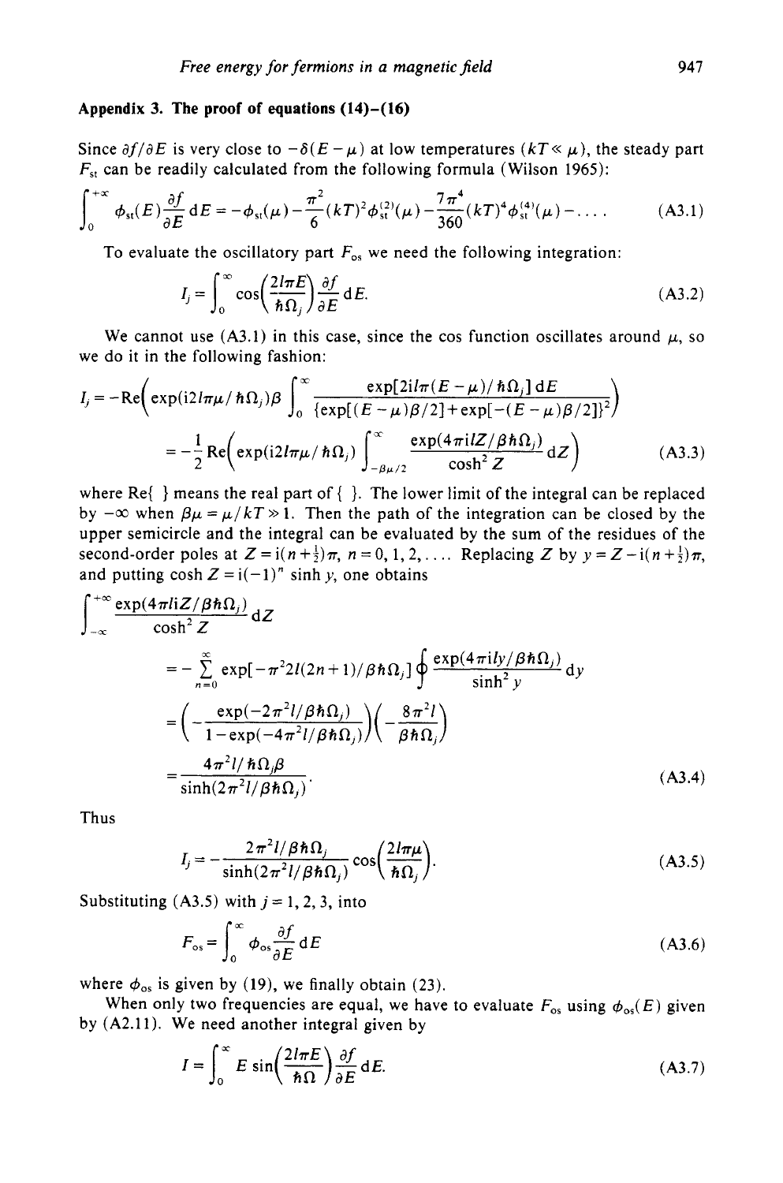## Appendix 3. The proof of equations (14)–(16)

Since $\partial f/\partial E$ is very close to $-\delta(E-\mu)$ at low temperatures ($kT \ll \mu$), the steady part $F_{\mathrm{st}}$ can be readily calculated from the following formula (Wilson 1965):

$$\int_0^{+\infty} \phi_{\mathrm{st}}(E)\frac{\partial f}{\partial E}\,\mathrm{d}E = -\phi_{\mathrm{st}}(\mu) - \frac{\pi^2}{6}(kT)^2\phi_{\mathrm{st}}^{(2)}(\mu) - \frac{7\pi^4}{360}(kT)^4\phi_{\mathrm{st}}^{(4)}(\mu) - \ldots . \tag{A3.1}$$

To evaluate the oscillatory part $F_{\mathrm{os}}$ we need the following integration:

$$I_j = \int_0^{\infty} \cos\left(\frac{2l\pi E}{\hbar\Omega_j}\right)\frac{\partial f}{\partial E}\,\mathrm{d}E. \tag{A3.2}$$

We cannot use (A3.1) in this case, since the cos function oscillates around $\mu$, so we do it in the following fashion:

$$\begin{aligned}
I_j &= -\mathrm{Re}\left(\exp(\mathrm{i}2l\pi\mu/\hbar\Omega_j)\beta \int_0^{\infty} \frac{\exp[2\mathrm{i}l\pi(E-\mu)/\hbar\Omega_j]\,\mathrm{d}E}{\{\exp[(E-\mu)\beta/2]+\exp[-(E-\mu)\beta/2]\}^2}\right) \\
&= -\frac{1}{2}\mathrm{Re}\left(\exp(\mathrm{i}2l\pi\mu/\hbar\Omega_j)\int_{-\beta\mu/2}^{\infty} \frac{\exp(4\pi\mathrm{i}lZ/\beta\hbar\Omega_j)}{\cosh^2 Z}\,\mathrm{d}Z\right)
\end{aligned} \tag{A3.3}$$

where Re{ } means the real part of { }. The lower limit of the integral can be replaced by $-\infty$ when $\beta\mu = \mu/kT \gg 1$. Then the path of the integration can be closed by the upper semicircle and the integral can be evaluated by the sum of the residues of the second-order poles at $Z = \mathrm{i}(n+\frac{1}{2})\pi$, $n = 0, 1, 2, \ldots$. Replacing $Z$ by $y = Z - \mathrm{i}(n+\frac{1}{2})\pi$, and putting $\cosh Z = \mathrm{i}(-1)^n \sinh y$, one obtains

$$\begin{aligned}
&\int_{-\infty}^{+\infty} \frac{\exp(4\pi l\mathrm{i}Z/\beta\hbar\Omega_j)}{\cosh^2 Z}\,\mathrm{d}Z \\
&\quad = -\sum_{n=0}^{\infty} \exp[-\pi^2 2l(2n+1)/\beta\hbar\Omega_j] \oint \frac{\exp(4\pi\mathrm{i}ly/\beta\hbar\Omega_j)}{\sinh^2 y}\,\mathrm{d}y \\
&\quad = \left(-\frac{\exp(-2\pi^2 l/\beta\hbar\Omega_j)}{1-\exp(-4\pi^2 l/\beta\hbar\Omega_j)}\right)\left(-\frac{8\pi^2 l}{\beta\hbar\Omega_j}\right) \\
&\quad = \frac{4\pi^2 l/\hbar\Omega_j\beta}{\sinh(2\pi^2 l/\beta\hbar\Omega_j)}.
\end{aligned} \tag{A3.4}$$

Thus

$$I_j = -\frac{2\pi^2 l/\beta\hbar\Omega_j}{\sinh(2\pi^2 l/\beta\hbar\Omega_j)}\cos\left(\frac{2l\pi\mu}{\hbar\Omega_j}\right). \tag{A3.5}$$

Substituting (A3.5) with $j = 1, 2, 3$, into

$$F_{\mathrm{os}} = \int_0^{\infty} \phi_{\mathrm{os}}\frac{\partial f}{\partial E}\,\mathrm{d}E \tag{A3.6}$$

where $\phi_{\mathrm{os}}$ is given by (19), we finally obtain (23).

When only two frequencies are equal, we have to evaluate $F_{\mathrm{os}}$ using $\phi_{\mathrm{os}}(E)$ given by (A2.11). We need another integral given by

$$I = \int_0^{\infty} E\sin\left(\frac{2l\pi E}{\hbar\Omega}\right)\frac{\partial f}{\partial E}\,\mathrm{d}E. \tag{A3.7}$$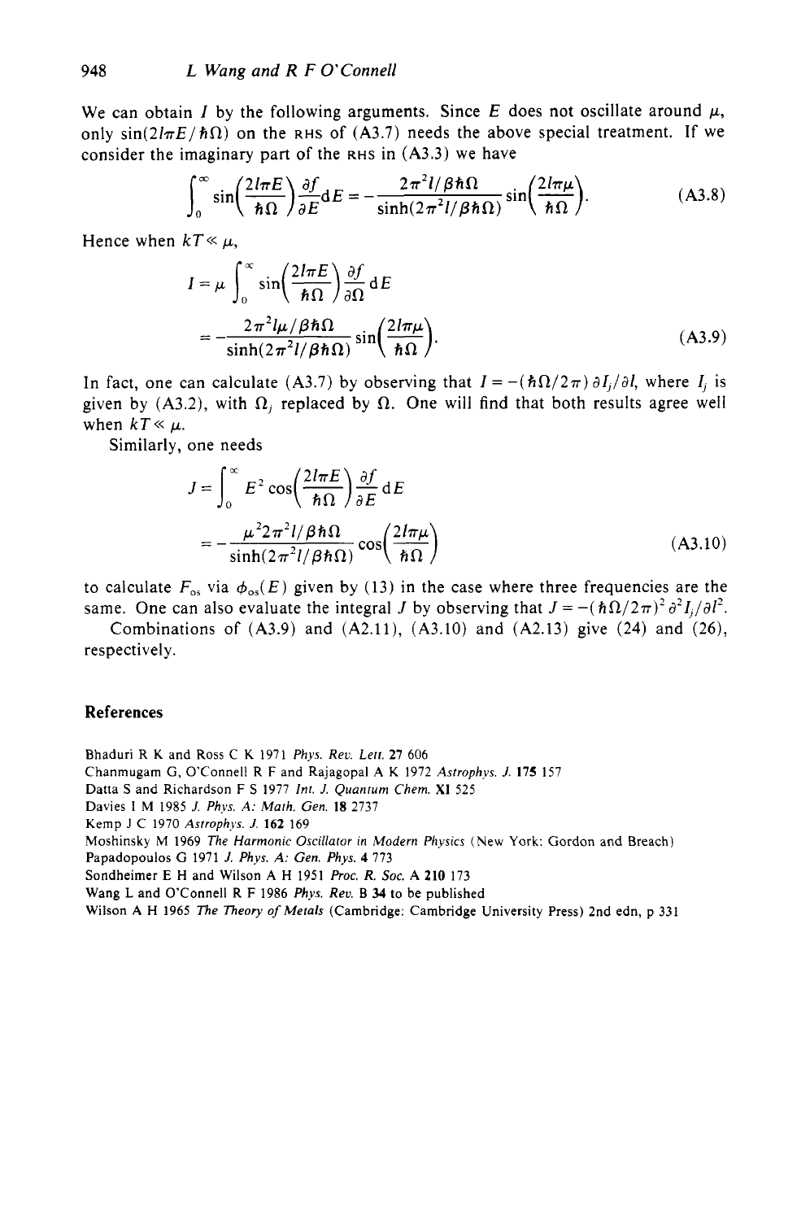We can obtain $I$ by the following arguments. Since $E$ does not oscillate around $\mu$, only $\sin(2l\pi E/\hbar\Omega)$ on the RHS of (A3.7) needs the above special treatment. If we consider the imaginary part of the RHS in (A3.3) we have

$$\int_0^\infty \sin\left(\frac{2l\pi E}{\hbar\Omega}\right)\frac{\partial f}{\partial E}\mathrm{d}E = -\frac{2\pi^2 l/\beta\hbar\Omega}{\sinh(2\pi^2 l/\beta\hbar\Omega)}\sin\left(\frac{2l\pi\mu}{\hbar\Omega}\right). \tag{A3.8}$$

Hence when $kT \ll \mu$,

$$\begin{aligned} I &= \mu\int_0^\infty \sin\left(\frac{2l\pi E}{\hbar\Omega}\right)\frac{\partial f}{\partial \Omega}\mathrm{d}E \\ &= -\frac{2\pi^2 l\mu/\beta\hbar\Omega}{\sinh(2\pi^2 l/\beta\hbar\Omega)}\sin\left(\frac{2l\pi\mu}{\hbar\Omega}\right). \end{aligned} \tag{A3.9}$$

In fact, one can calculate (A3.7) by observing that $I = -(\hbar\Omega/2\pi)\,\partial I_j/\partial l$, where $I_j$ is given by (A3.2), with $\Omega_j$ replaced by $\Omega$. One will find that both results agree well when $kT \ll \mu$.

Similarly, one needs

$$\begin{aligned} J &= \int_0^\infty E^2\cos\left(\frac{2l\pi E}{\hbar\Omega}\right)\frac{\partial f}{\partial E}\mathrm{d}E \\ &= -\frac{\mu^2 2\pi^2 l/\beta\hbar\Omega}{\sinh(2\pi^2 l/\beta\hbar\Omega)}\cos\left(\frac{2l\pi\mu}{\hbar\Omega}\right) \end{aligned} \tag{A3.10}$$

to calculate $F_{\mathrm{os}}$ via $\phi_{\mathrm{os}}(E)$ given by (13) in the case where three frequencies are the same. One can also evaluate the integral $J$ by observing that $J = -(\hbar\Omega/2\pi)^2\,\partial^2 I_j/\partial l^2$.

Combinations of (A3.9) and (A2.11), (A3.10) and (A2.13) give (24) and (26), respectively.

## References

Bhaduri R K and Ross C K 1971 *Phys. Rev. Lett.* **27** 606

Chanmugam G, O'Connell R F and Rajagopal A K 1972 *Astrophys. J.* **175** 157

Datta S and Richardson F S 1977 *Int. J. Quantum Chem.* **XI** 525

Davies I M 1985 *J. Phys. A: Math. Gen.* **18** 2737

Kemp J C 1970 *Astrophys. J.* **162** 169

Moshinsky M 1969 *The Harmonic Oscillator in Modern Physics* (New York: Gordon and Breach)

Papadopoulos G 1971 *J. Phys. A: Gen. Phys.* **4** 773

Sondheimer E H and Wilson A H 1951 *Proc. R. Soc.* A **210** 173

Wang L and O'Connell R F 1986 *Phys. Rev.* B **34** to be published

Wilson A H 1965 *The Theory of Metals* (Cambridge: Cambridge University Press) 2nd edn, p 331